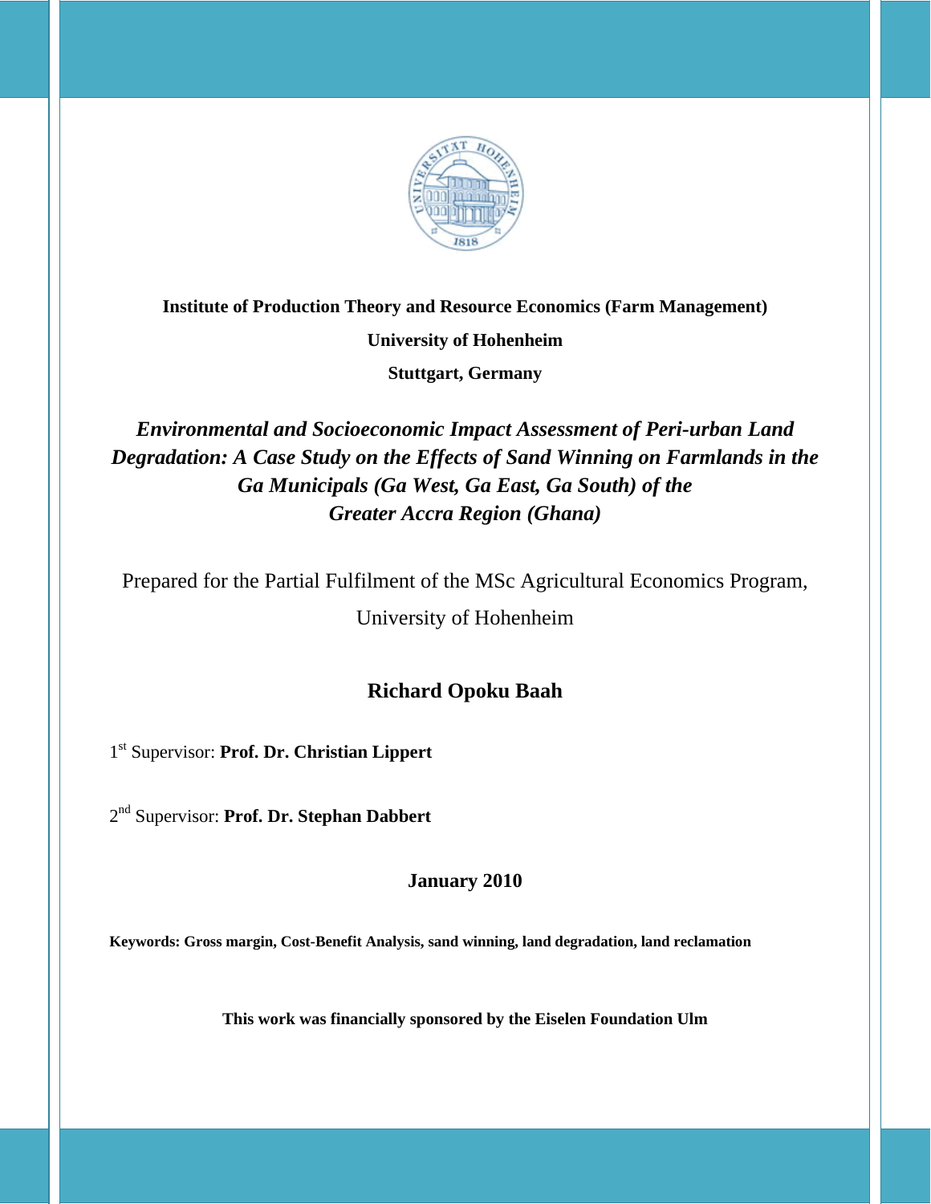**Institute of Production Theory and Resource Economics (Farm Management)**

**University of Hohenheim**

**Stuttgart, Germany**

# *Environmental and Socioeconomic Impact Assessment of Peri-urban Land Degradation: A Case Study on the Effects of Sand Winning on Farmlands in the Ga Municipals (Ga West, Ga East, Ga South) of the Greater Accra Region (Ghana)*

Prepared for the Partial Fulfilment of the MSc Agricultural Economics Program, University of Hohenheim

**Richard Opoku Baah**

1st Supervisor: **Prof. Dr. Christian Lippert**

2nd Supervisor: **Prof. Dr. Stephan Dabbert**

**January 2010**

**Keywords: Gross margin, Cost-Benefit Analysis, sand winning, land degradation, land reclamation**

**This work was financially sponsored by the Eiselen Foundation Ulm**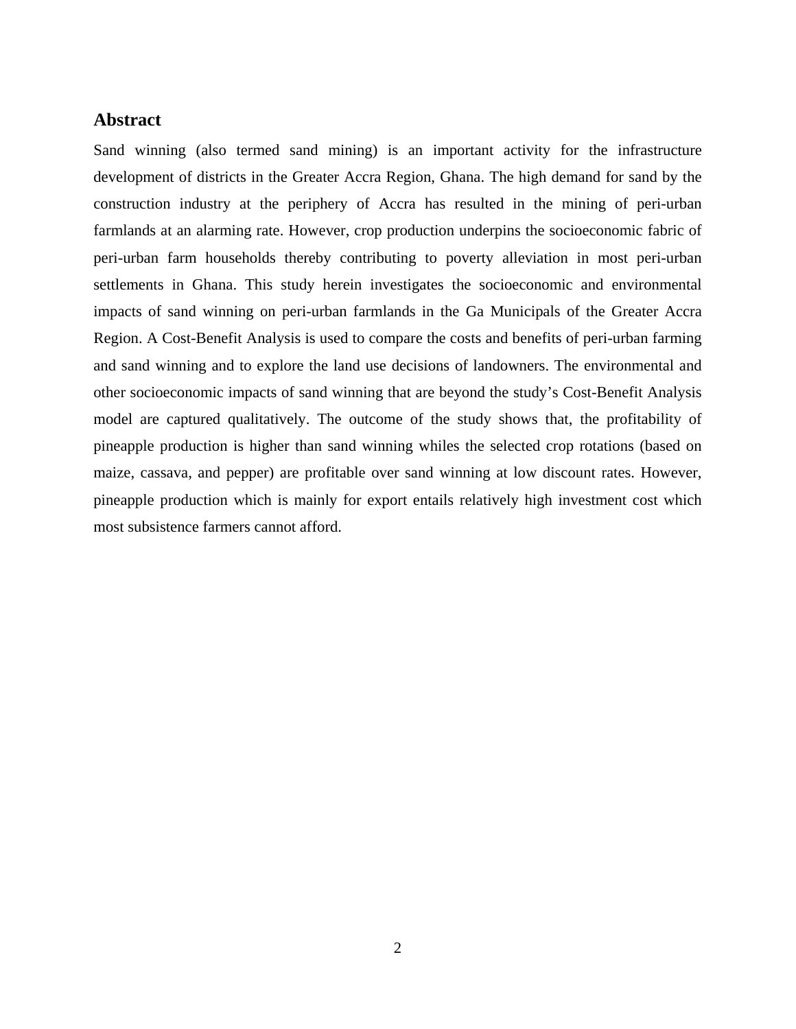## Abstract

Sand winning (also termed sand mining) is an important activity for the infrastructure development of districts in the Greater Accra Region, Ghana. The high demand for sand by the construction industry at the periphery of Accra has resulted in the mining of peri-urban farmlands at an alarming rate. However, crop production underpins the socioeconomic fabric of peri-urban farm households thereby contributing to poverty alleviation in most peri-urban settlements in Ghana. This study herein investigates the socioeconomic and environmental impacts of sand winning on peri-urban farmlands in the Ga Municipals of the Greater Accra Region. A Cost-Benefit Analysis is used to compare the costs and benefits of peri-urban farming and sand winning and to explore the land use decisions of landowners. The environmental and other socioeconomic impacts of sand winning that are beyond the study's Cost-Benefit Analysis model are captured qualitatively. The outcome of the study shows that, the profitability of pineapple production is higher than sand winning whiles the selected crop rotations (based on maize, cassava, and pepper) are profitable over sand winning at low discount rates. However, pineapple production which is mainly for export entails relatively high investment cost which most subsistence farmers cannot afford.